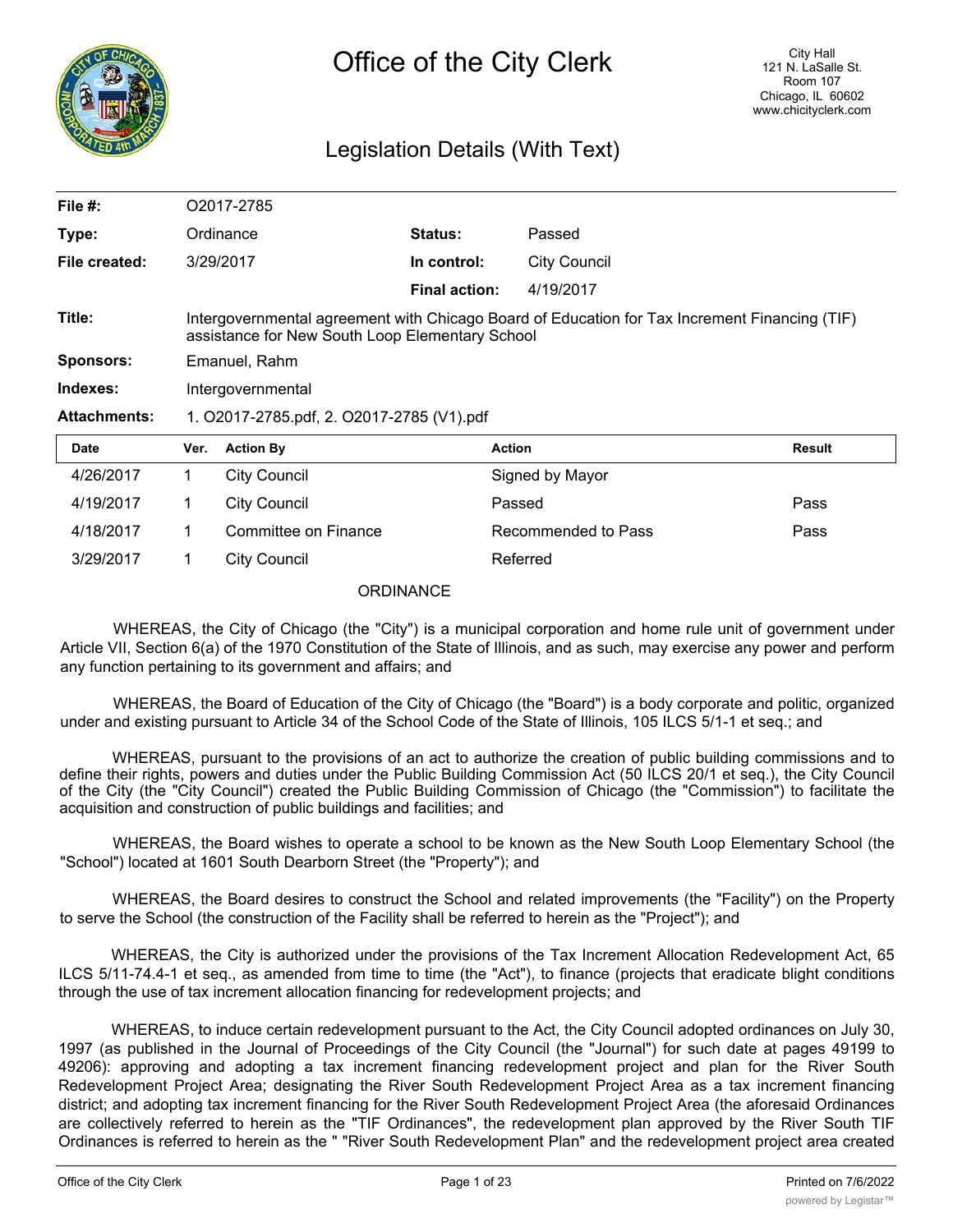# Office of the City Clerk

City Hall
121 N. LaSalle St.
Room 107
Chicago, IL 60602
www.chicityclerk.com

## Legislation Details (With Text)

| | | | |
|---|---|---|---|
| **File #:** | O2017-2785 | | |
| **Type:** | Ordinance | **Status:** | Passed |
| **File created:** | 3/29/2017 | **In control:** | City Council |
| | | **Final action:** | 4/19/2017 |

**Title:** Intergovernmental agreement with Chicago Board of Education for Tax Increment Financing (TIF) assistance for New South Loop Elementary School

**Sponsors:** Emanuel, Rahm

**Indexes:** Intergovernmental

**Attachments:** 1. O2017-2785.pdf, 2. O2017-2785 (V1).pdf

| Date | Ver. | Action By | Action | Result |
|---|---|---|---|---|
| 4/26/2017 | 1 | City Council | Signed by Mayor | |
| 4/19/2017 | 1 | City Council | Passed | Pass |
| 4/18/2017 | 1 | Committee on Finance | Recommended to Pass | Pass |
| 3/29/2017 | 1 | City Council | Referred | |

ORDINANCE

WHEREAS, the City of Chicago (the "City") is a municipal corporation and home rule unit of government under Article VII, Section 6(a) of the 1970 Constitution of the State of Illinois, and as such, may exercise any power and perform any function pertaining to its government and affairs; and

WHEREAS, the Board of Education of the City of Chicago (the "Board") is a body corporate and politic, organized under and existing pursuant to Article 34 of the School Code of the State of Illinois, 105 ILCS 5/1-1 et seq.; and

WHEREAS, pursuant to the provisions of an act to authorize the creation of public building commissions and to define their rights, powers and duties under the Public Building Commission Act (50 ILCS 20/1 et seq.), the City Council of the City (the "City Council") created the Public Building Commission of Chicago (the "Commission") to facilitate the acquisition and construction of public buildings and facilities; and

WHEREAS, the Board wishes to operate a school to be known as the New South Loop Elementary School (the "School") located at 1601 South Dearborn Street (the "Property"); and

WHEREAS, the Board desires to construct the School and related improvements (the "Facility") on the Property to serve the School (the construction of the Facility shall be referred to herein as the "Project"); and

WHEREAS, the City is authorized under the provisions of the Tax Increment Allocation Redevelopment Act, 65 ILCS 5/11-74.4-1 et seq., as amended from time to time (the "Act"), to finance (projects that eradicate blight conditions through the use of tax increment allocation financing for redevelopment projects; and

WHEREAS, to induce certain redevelopment pursuant to the Act, the City Council adopted ordinances on July 30, 1997 (as published in the Journal of Proceedings of the City Council (the "Journal") for such date at pages 49199 to 49206): approving and adopting a tax increment financing redevelopment project and plan for the River South Redevelopment Project Area; designating the River South Redevelopment Project Area as a tax increment financing district; and adopting tax increment financing for the River South Redevelopment Project Area (the aforesaid Ordinances are collectively referred to herein as the "TIF Ordinances", the redevelopment plan approved by the River South TIF Ordinances is referred to herein as the " "River South Redevelopment Plan" and the redevelopment project area created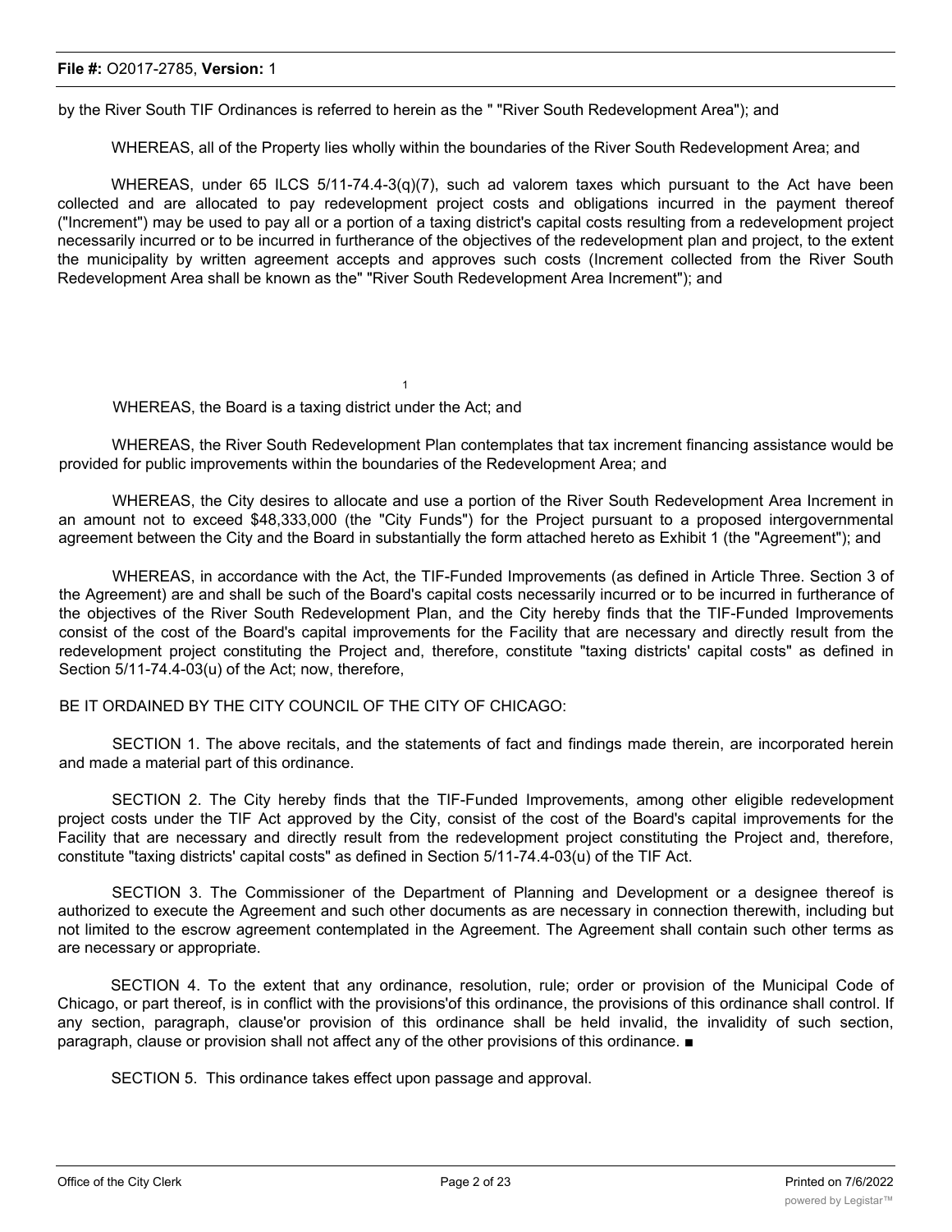by the River South TIF Ordinances is referred to herein as the " "River South Redevelopment Area"); and

WHEREAS, all of the Property lies wholly within the boundaries of the River South Redevelopment Area; and

WHEREAS, under 65 ILCS 5/11-74.4-3(q)(7), such ad valorem taxes which pursuant to the Act have been collected and are allocated to pay redevelopment project costs and obligations incurred in the payment thereof ("Increment") may be used to pay all or a portion of a taxing district's capital costs resulting from a redevelopment project necessarily incurred or to be incurred in furtherance of the objectives of the redevelopment plan and project, to the extent the municipality by written agreement accepts and approves such costs (Increment collected from the River South Redevelopment Area shall be known as the" "River South Redevelopment Area Increment"); and

WHEREAS, the Board is a taxing district under the Act; and

WHEREAS, the River South Redevelopment Plan contemplates that tax increment financing assistance would be provided for public improvements within the boundaries of the Redevelopment Area; and

WHEREAS, the City desires to allocate and use a portion of the River South Redevelopment Area Increment in an amount not to exceed $48,333,000 (the "City Funds") for the Project pursuant to a proposed intergovernmental agreement between the City and the Board in substantially the form attached hereto as Exhibit 1 (the "Agreement"); and

WHEREAS, in accordance with the Act, the TIF-Funded Improvements (as defined in Article Three. Section 3 of the Agreement) are and shall be such of the Board's capital costs necessarily incurred or to be incurred in furtherance of the objectives of the River South Redevelopment Plan, and the City hereby finds that the TIF-Funded Improvements consist of the cost of the Board's capital improvements for the Facility that are necessary and directly result from the redevelopment project constituting the Project and, therefore, constitute "taxing districts' capital costs" as defined in Section 5/11-74.4-03(u) of the Act; now, therefore,

BE IT ORDAINED BY THE CITY COUNCIL OF THE CITY OF CHICAGO:

SECTION 1. The above recitals, and the statements of fact and findings made therein, are incorporated herein and made a material part of this ordinance.

SECTION 2. The City hereby finds that the TIF-Funded Improvements, among other eligible redevelopment project costs under the TIF Act approved by the City, consist of the cost of the Board's capital improvements for the Facility that are necessary and directly result from the redevelopment project constituting the Project and, therefore, constitute "taxing districts' capital costs" as defined in Section 5/11-74.4-03(u) of the TIF Act.

SECTION 3. The Commissioner of the Department of Planning and Development or a designee thereof is authorized to execute the Agreement and such other documents as are necessary in connection therewith, including but not limited to the escrow agreement contemplated in the Agreement. The Agreement shall contain such other terms as are necessary or appropriate.

SECTION 4. To the extent that any ordinance, resolution, rule; order or provision of the Municipal Code of Chicago, or part thereof, is in conflict with the provisions'of this ordinance, the provisions of this ordinance shall control. If any section, paragraph, clause'or provision of this ordinance shall be held invalid, the invalidity of such section, paragraph, clause or provision shall not affect any of the other provisions of this ordinance. ■

SECTION 5. This ordinance takes effect upon passage and approval.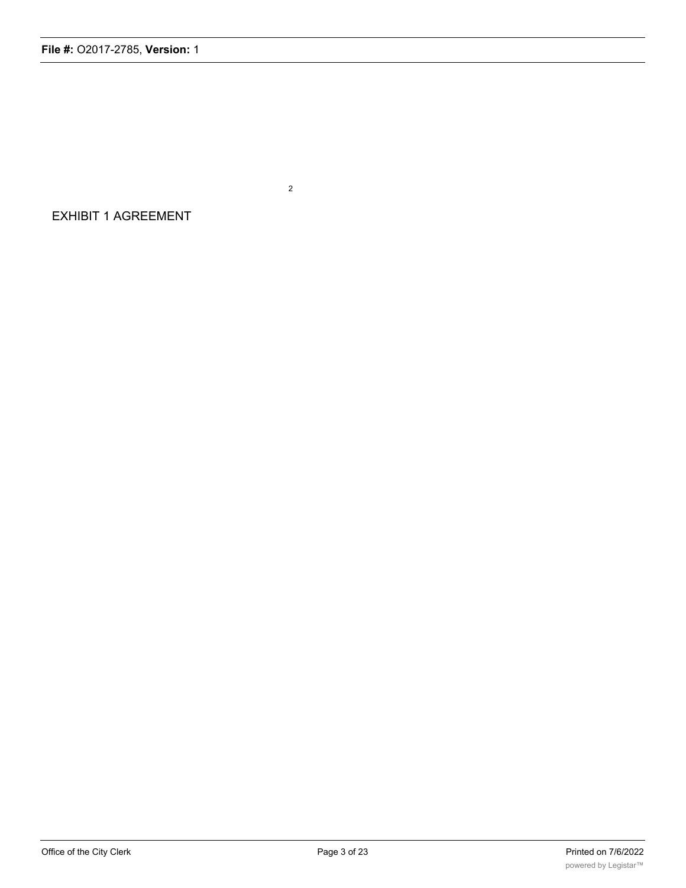EXHIBIT 1 AGREEMENT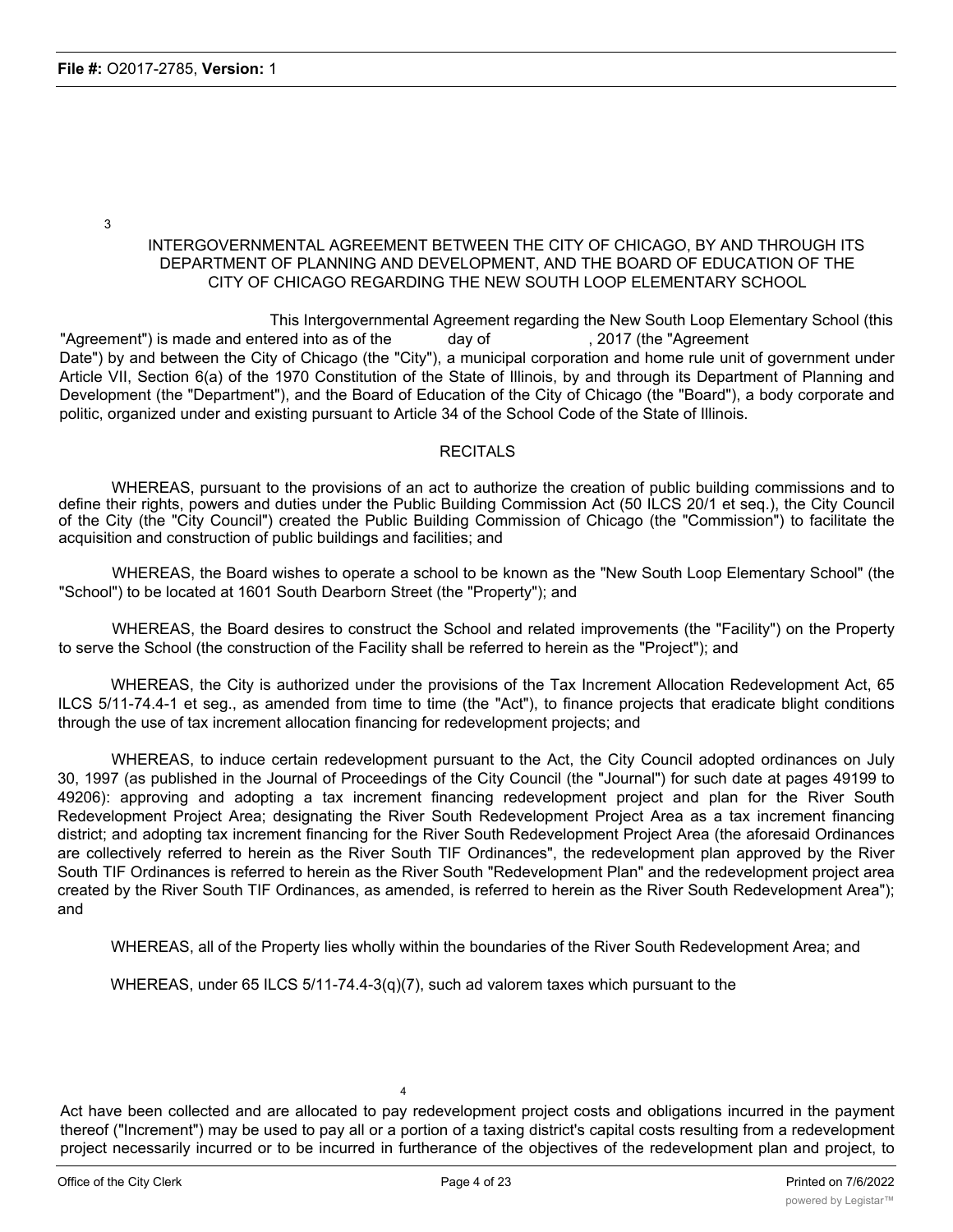INTERGOVERNMENTAL AGREEMENT BETWEEN THE CITY OF CHICAGO, BY AND THROUGH ITS DEPARTMENT OF PLANNING AND DEVELOPMENT, AND THE BOARD OF EDUCATION OF THE CITY OF CHICAGO REGARDING THE NEW SOUTH LOOP ELEMENTARY SCHOOL

This Intergovernmental Agreement regarding the New South Loop Elementary School (this "Agreement") is made and entered into as of the ______ day of __________, 2017 (the "Agreement Date") by and between the City of Chicago (the "City"), a municipal corporation and home rule unit of government under Article VII, Section 6(a) of the 1970 Constitution of the State of Illinois, by and through its Department of Planning and Development (the "Department"), and the Board of Education of the City of Chicago (the "Board"), a body corporate and politic, organized under and existing pursuant to Article 34 of the School Code of the State of Illinois.

RECITALS

WHEREAS, pursuant to the provisions of an act to authorize the creation of public building commissions and to define their rights, powers and duties under the Public Building Commission Act (50 ILCS 20/1 et seq.), the City Council of the City (the "City Council") created the Public Building Commission of Chicago (the "Commission") to facilitate the acquisition and construction of public buildings and facilities; and

WHEREAS, the Board wishes to operate a school to be known as the "New South Loop Elementary School" (the "School") to be located at 1601 South Dearborn Street (the "Property"); and

WHEREAS, the Board desires to construct the School and related improvements (the "Facility") on the Property to serve the School (the construction of the Facility shall be referred to herein as the "Project"); and

WHEREAS, the City is authorized under the provisions of the Tax Increment Allocation Redevelopment Act, 65 ILCS 5/11-74.4-1 et seg., as amended from time to time (the "Act"), to finance projects that eradicate blight conditions through the use of tax increment allocation financing for redevelopment projects; and

WHEREAS, to induce certain redevelopment pursuant to the Act, the City Council adopted ordinances on July 30, 1997 (as published in the Journal of Proceedings of the City Council (the "Journal") for such date at pages 49199 to 49206): approving and adopting a tax increment financing redevelopment project and plan for the River South Redevelopment Project Area; designating the River South Redevelopment Project Area as a tax increment financing district; and adopting tax increment financing for the River South Redevelopment Project Area (the aforesaid Ordinances are collectively referred to herein as the River South TIF Ordinances", the redevelopment plan approved by the River South TIF Ordinances is referred to herein as the River South "Redevelopment Plan" and the redevelopment project area created by the River South TIF Ordinances, as amended, is referred to herein as the River South Redevelopment Area"); and

WHEREAS, all of the Property lies wholly within the boundaries of the River South Redevelopment Area; and

WHEREAS, under 65 ILCS 5/11-74.4-3(q)(7), such ad valorem taxes which pursuant to the Act have been collected and are allocated to pay redevelopment project costs and obligations incurred in the payment thereof ("Increment") may be used to pay all or a portion of a taxing district's capital costs resulting from a redevelopment project necessarily incurred or to be incurred in furtherance of the objectives of the redevelopment plan and project, to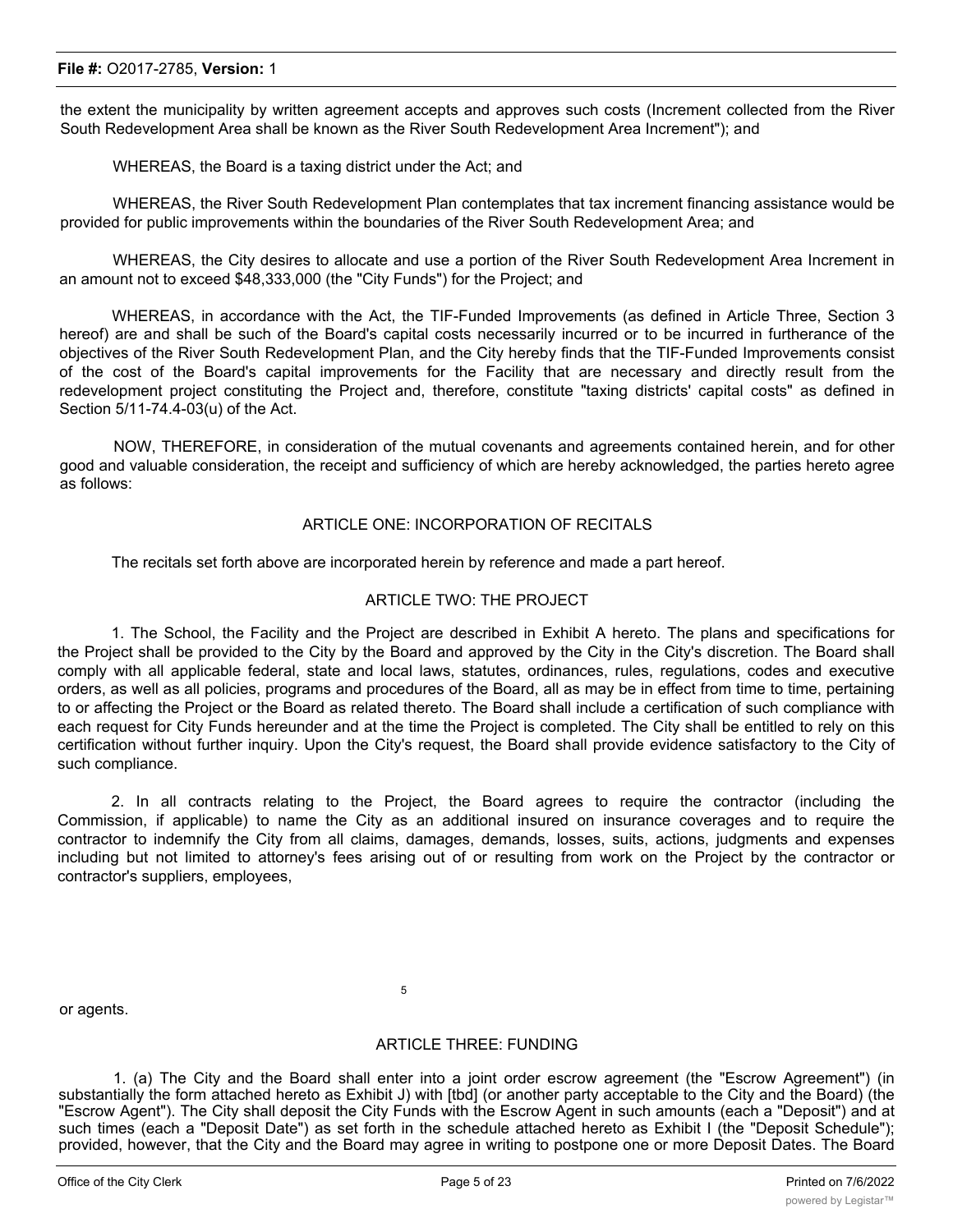the extent the municipality by written agreement accepts and approves such costs (Increment collected from the River South Redevelopment Area shall be known as the River South Redevelopment Area Increment"); and

WHEREAS, the Board is a taxing district under the Act; and

WHEREAS, the River South Redevelopment Plan contemplates that tax increment financing assistance would be provided for public improvements within the boundaries of the River South Redevelopment Area; and

WHEREAS, the City desires to allocate and use a portion of the River South Redevelopment Area Increment in an amount not to exceed $48,333,000 (the "City Funds") for the Project; and

WHEREAS, in accordance with the Act, the TIF-Funded Improvements (as defined in Article Three, Section 3 hereof) are and shall be such of the Board's capital costs necessarily incurred or to be incurred in furtherance of the objectives of the River South Redevelopment Plan, and the City hereby finds that the TIF-Funded Improvements consist of the cost of the Board's capital improvements for the Facility that are necessary and directly result from the redevelopment project constituting the Project and, therefore, constitute "taxing districts' capital costs" as defined in Section 5/11-74.4-03(u) of the Act.

NOW, THEREFORE, in consideration of the mutual covenants and agreements contained herein, and for other good and valuable consideration, the receipt and sufficiency of which are hereby acknowledged, the parties hereto agree as follows:

## ARTICLE ONE: INCORPORATION OF RECITALS

The recitals set forth above are incorporated herein by reference and made a part hereof.

## ARTICLE TWO: THE PROJECT

1. The School, the Facility and the Project are described in Exhibit A hereto. The plans and specifications for the Project shall be provided to the City by the Board and approved by the City in the City's discretion. The Board shall comply with all applicable federal, state and local laws, statutes, ordinances, rules, regulations, codes and executive orders, as well as all policies, programs and procedures of the Board, all as may be in effect from time to time, pertaining to or affecting the Project or the Board as related thereto. The Board shall include a certification of such compliance with each request for City Funds hereunder and at the time the Project is completed. The City shall be entitled to rely on this certification without further inquiry. Upon the City's request, the Board shall provide evidence satisfactory to the City of such compliance.

2. In all contracts relating to the Project, the Board agrees to require the contractor (including the Commission, if applicable) to name the City as an additional insured on insurance coverages and to require the contractor to indemnify the City from all claims, damages, demands, losses, suits, actions, judgments and expenses including but not limited to attorney's fees arising out of or resulting from work on the Project by the contractor or contractor's suppliers, employees, or agents.

## ARTICLE THREE: FUNDING

1. (a) The City and the Board shall enter into a joint order escrow agreement (the "Escrow Agreement") (in substantially the form attached hereto as Exhibit J) with [tbd] (or another party acceptable to the City and the Board) (the "Escrow Agent"). The City shall deposit the City Funds with the Escrow Agent in such amounts (each a "Deposit") and at such times (each a "Deposit Date") as set forth in the schedule attached hereto as Exhibit I (the "Deposit Schedule"); provided, however, that the City and the Board may agree in writing to postpone one or more Deposit Dates. The Board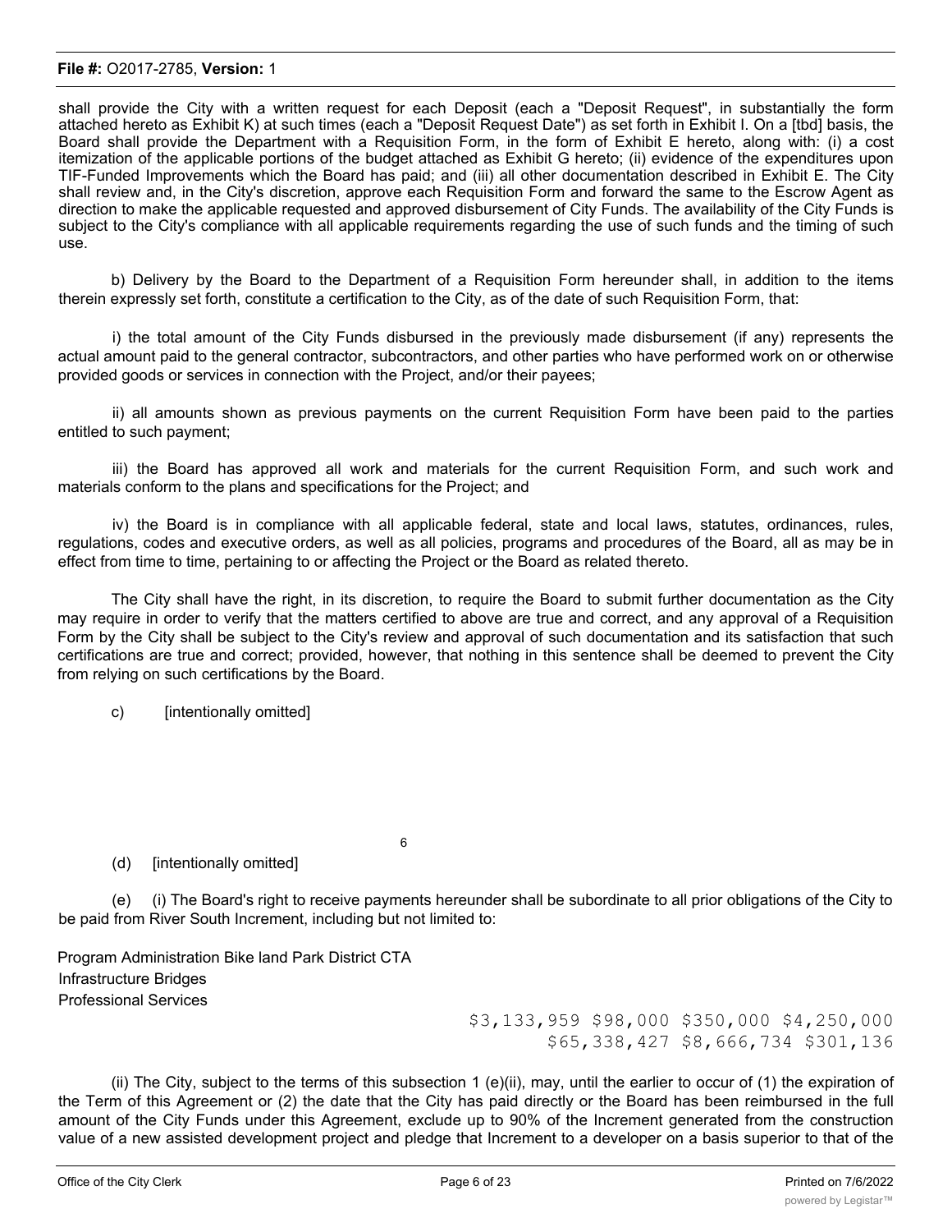shall provide the City with a written request for each Deposit (each a "Deposit Request", in substantially the form attached hereto as Exhibit K) at such times (each a "Deposit Request Date") as set forth in Exhibit I. On a [tbd] basis, the Board shall provide the Department with a Requisition Form, in the form of Exhibit E hereto, along with: (i) a cost itemization of the applicable portions of the budget attached as Exhibit G hereto; (ii) evidence of the expenditures upon TIF-Funded Improvements which the Board has paid; and (iii) all other documentation described in Exhibit E. The City shall review and, in the City's discretion, approve each Requisition Form and forward the same to the Escrow Agent as direction to make the applicable requested and approved disbursement of City Funds. The availability of the City Funds is subject to the City's compliance with all applicable requirements regarding the use of such funds and the timing of such use.

b) Delivery by the Board to the Department of a Requisition Form hereunder shall, in addition to the items therein expressly set forth, constitute a certification to the City, as of the date of such Requisition Form, that:

i) the total amount of the City Funds disbursed in the previously made disbursement (if any) represents the actual amount paid to the general contractor, subcontractors, and other parties who have performed work on or otherwise provided goods or services in connection with the Project, and/or their payees;

ii) all amounts shown as previous payments on the current Requisition Form have been paid to the parties entitled to such payment;

iii) the Board has approved all work and materials for the current Requisition Form, and such work and materials conform to the plans and specifications for the Project; and

iv) the Board is in compliance with all applicable federal, state and local laws, statutes, ordinances, rules, regulations, codes and executive orders, as well as all policies, programs and procedures of the Board, all as may be in effect from time to time, pertaining to or affecting the Project or the Board as related thereto.

The City shall have the right, in its discretion, to require the Board to submit further documentation as the City may require in order to verify that the matters certified to above are true and correct, and any approval of a Requisition Form by the City shall be subject to the City's review and approval of such documentation and its satisfaction that such certifications are true and correct; provided, however, that nothing in this sentence shall be deemed to prevent the City from relying on such certifications by the Board.

c) [intentionally omitted]

(d) [intentionally omitted]

(e) (i) The Board's right to receive payments hereunder shall be subordinate to all prior obligations of the City to be paid from River South Increment, including but not limited to:

Program Administration Bike land Park District CTA
Infrastructure Bridges
Professional Services

$3,133,959 $98,000 $350,000 $4,250,000
$65,338,427 $8,666,734 $301,136

(ii) The City, subject to the terms of this subsection 1 (e)(ii), may, until the earlier to occur of (1) the expiration of the Term of this Agreement or (2) the date that the City has paid directly or the Board has been reimbursed in the full amount of the City Funds under this Agreement, exclude up to 90% of the Increment generated from the construction value of a new assisted development project and pledge that Increment to a developer on a basis superior to that of the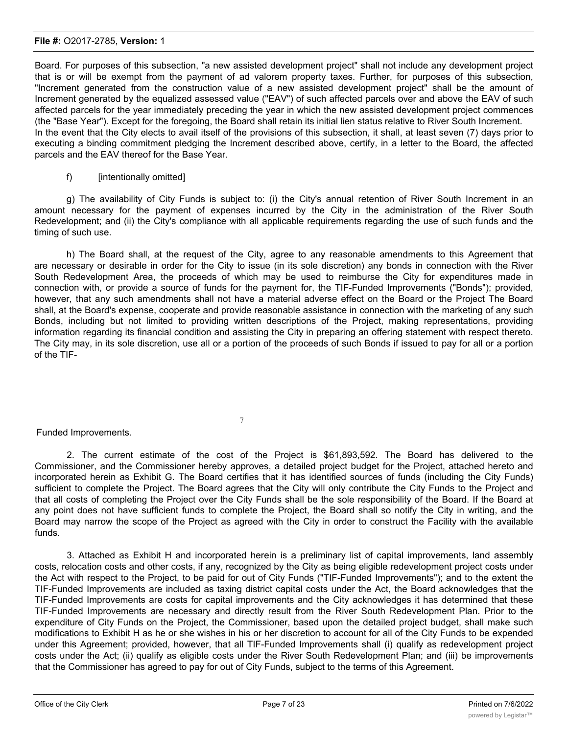Board. For purposes of this subsection, "a new assisted development project" shall not include any development project that is or will be exempt from the payment of ad valorem property taxes. Further, for purposes of this subsection, "Increment generated from the construction value of a new assisted development project" shall be the amount of Increment generated by the equalized assessed value ("EAV") of such affected parcels over and above the EAV of such affected parcels for the year immediately preceding the year in which the new assisted development project commences (the "Base Year"). Except for the foregoing, the Board shall retain its initial lien status relative to River South Increment.

In the event that the City elects to avail itself of the provisions of this subsection, it shall, at least seven (7) days prior to executing a binding commitment pledging the Increment described above, certify, in a letter to the Board, the affected parcels and the EAV thereof for the Base Year.

f) [intentionally omitted]

g) The availability of City Funds is subject to: (i) the City's annual retention of River South Increment in an amount necessary for the payment of expenses incurred by the City in the administration of the River South Redevelopment; and (ii) the City's compliance with all applicable requirements regarding the use of such funds and the timing of such use.

h) The Board shall, at the request of the City, agree to any reasonable amendments to this Agreement that are necessary or desirable in order for the City to issue (in its sole discretion) any bonds in connection with the River South Redevelopment Area, the proceeds of which may be used to reimburse the City for expenditures made in connection with, or provide a source of funds for the payment for, the TIF-Funded Improvements ("Bonds"); provided, however, that any such amendments shall not have a material adverse effect on the Board or the Project The Board shall, at the Board's expense, cooperate and provide reasonable assistance in connection with the marketing of any such Bonds, including but not limited to providing written descriptions of the Project, making representations, providing information regarding its financial condition and assisting the City in preparing an offering statement with respect thereto. The City may, in its sole discretion, use all or a portion of the proceeds of such Bonds if issued to pay for all or a portion of the TIF-Funded Improvements.

2. The current estimate of the cost of the Project is $61,893,592. The Board has delivered to the Commissioner, and the Commissioner hereby approves, a detailed project budget for the Project, attached hereto and incorporated herein as Exhibit G. The Board certifies that it has identified sources of funds (including the City Funds) sufficient to complete the Project. The Board agrees that the City will only contribute the City Funds to the Project and that all costs of completing the Project over the City Funds shall be the sole responsibility of the Board. If the Board at any point does not have sufficient funds to complete the Project, the Board shall so notify the City in writing, and the Board may narrow the scope of the Project as agreed with the City in order to construct the Facility with the available funds.

3. Attached as Exhibit H and incorporated herein is a preliminary list of capital improvements, land assembly costs, relocation costs and other costs, if any, recognized by the City as being eligible redevelopment project costs under the Act with respect to the Project, to be paid for out of City Funds ("TIF-Funded Improvements"); and to the extent the TIF-Funded Improvements are included as taxing district capital costs under the Act, the Board acknowledges that the TIF-Funded Improvements are costs for capital improvements and the City acknowledges it has determined that these TIF-Funded Improvements are necessary and directly result from the River South Redevelopment Plan. Prior to the expenditure of City Funds on the Project, the Commissioner, based upon the detailed project budget, shall make such modifications to Exhibit H as he or she wishes in his or her discretion to account for all of the City Funds to be expended under this Agreement; provided, however, that all TIF-Funded Improvements shall (i) qualify as redevelopment project costs under the Act; (ii) qualify as eligible costs under the River South Redevelopment Plan; and (iii) be improvements that the Commissioner has agreed to pay for out of City Funds, subject to the terms of this Agreement.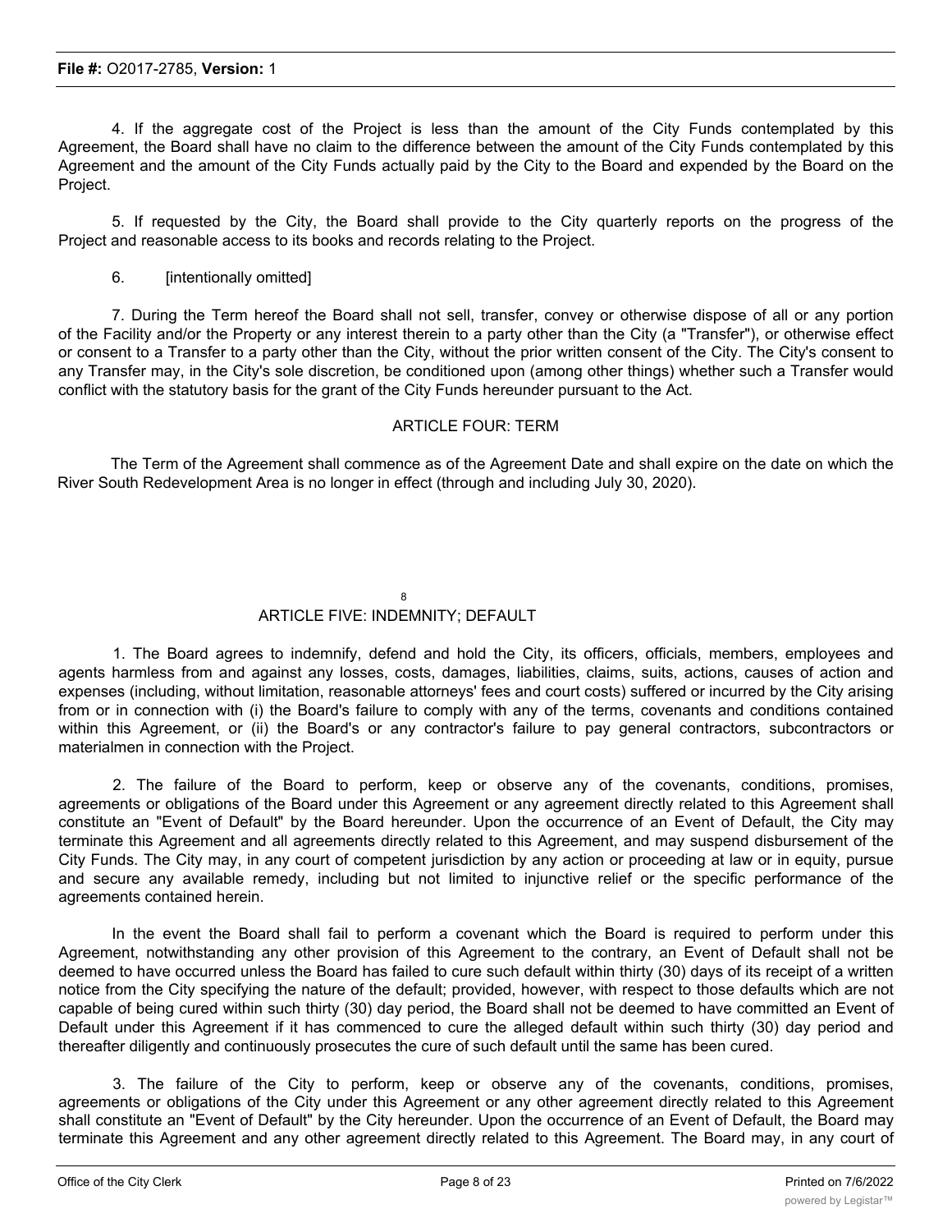4. If the aggregate cost of the Project is less than the amount of the City Funds contemplated by this Agreement, the Board shall have no claim to the difference between the amount of the City Funds contemplated by this Agreement and the amount of the City Funds actually paid by the City to the Board and expended by the Board on the Project.

5. If requested by the City, the Board shall provide to the City quarterly reports on the progress of the Project and reasonable access to its books and records relating to the Project.

6. [intentionally omitted]

7. During the Term hereof the Board shall not sell, transfer, convey or otherwise dispose of all or any portion of the Facility and/or the Property or any interest therein to a party other than the City (a "Transfer"), or otherwise effect or consent to a Transfer to a party other than the City, without the prior written consent of the City. The City's consent to any Transfer may, in the City's sole discretion, be conditioned upon (among other things) whether such a Transfer would conflict with the statutory basis for the grant of the City Funds hereunder pursuant to the Act.

## ARTICLE FOUR: TERM

The Term of the Agreement shall commence as of the Agreement Date and shall expire on the date on which the River South Redevelopment Area is no longer in effect (through and including July 30, 2020).

## ARTICLE FIVE: INDEMNITY; DEFAULT

1. The Board agrees to indemnify, defend and hold the City, its officers, officials, members, employees and agents harmless from and against any losses, costs, damages, liabilities, claims, suits, actions, causes of action and expenses (including, without limitation, reasonable attorneys' fees and court costs) suffered or incurred by the City arising from or in connection with (i) the Board's failure to comply with any of the terms, covenants and conditions contained within this Agreement, or (ii) the Board's or any contractor's failure to pay general contractors, subcontractors or materialmen in connection with the Project.

2. The failure of the Board to perform, keep or observe any of the covenants, conditions, promises, agreements or obligations of the Board under this Agreement or any agreement directly related to this Agreement shall constitute an "Event of Default" by the Board hereunder. Upon the occurrence of an Event of Default, the City may terminate this Agreement and all agreements directly related to this Agreement, and may suspend disbursement of the City Funds. The City may, in any court of competent jurisdiction by any action or proceeding at law or in equity, pursue and secure any available remedy, including but not limited to injunctive relief or the specific performance of the agreements contained herein.

In the event the Board shall fail to perform a covenant which the Board is required to perform under this Agreement, notwithstanding any other provision of this Agreement to the contrary, an Event of Default shall not be deemed to have occurred unless the Board has failed to cure such default within thirty (30) days of its receipt of a written notice from the City specifying the nature of the default; provided, however, with respect to those defaults which are not capable of being cured within such thirty (30) day period, the Board shall not be deemed to have committed an Event of Default under this Agreement if it has commenced to cure the alleged default within such thirty (30) day period and thereafter diligently and continuously prosecutes the cure of such default until the same has been cured.

3. The failure of the City to perform, keep or observe any of the covenants, conditions, promises, agreements or obligations of the City under this Agreement or any other agreement directly related to this Agreement shall constitute an "Event of Default" by the City hereunder. Upon the occurrence of an Event of Default, the Board may terminate this Agreement and any other agreement directly related to this Agreement. The Board may, in any court of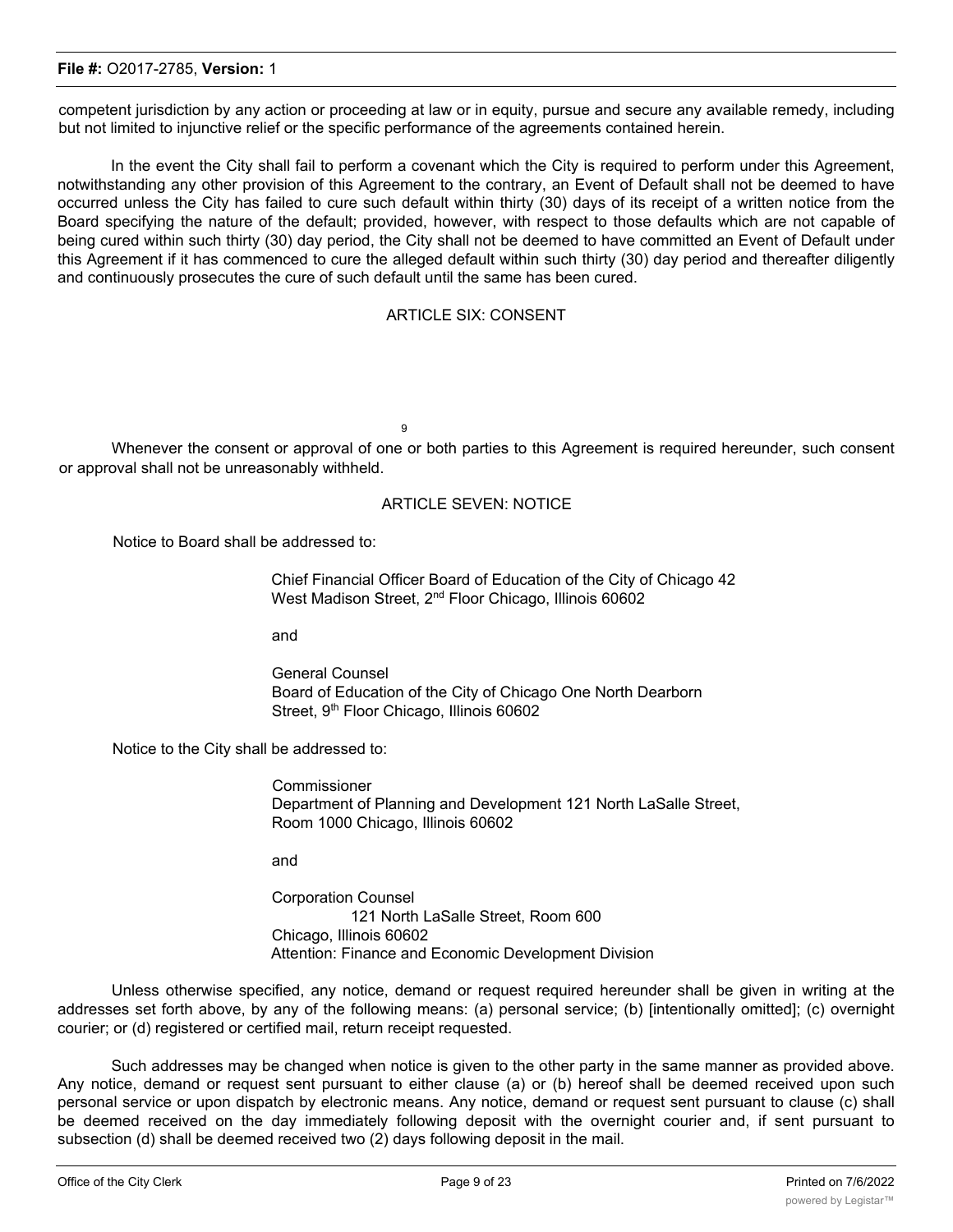competent jurisdiction by any action or proceeding at law or in equity, pursue and secure any available remedy, including but not limited to injunctive relief or the specific performance of the agreements contained herein.

In the event the City shall fail to perform a covenant which the City is required to perform under this Agreement, notwithstanding any other provision of this Agreement to the contrary, an Event of Default shall not be deemed to have occurred unless the City has failed to cure such default within thirty (30) days of its receipt of a written notice from the Board specifying the nature of the default; provided, however, with respect to those defaults which are not capable of being cured within such thirty (30) day period, the City shall not be deemed to have committed an Event of Default under this Agreement if it has commenced to cure the alleged default within such thirty (30) day period and thereafter diligently and continuously prosecutes the cure of such default until the same has been cured.

## ARTICLE SIX: CONSENT

Whenever the consent or approval of one or both parties to this Agreement is required hereunder, such consent or approval shall not be unreasonably withheld.

## ARTICLE SEVEN: NOTICE

Notice to Board shall be addressed to:

Chief Financial Officer Board of Education of the City of Chicago 42 West Madison Street, 2nd Floor Chicago, Illinois 60602

and

General Counsel
Board of Education of the City of Chicago One North Dearborn Street, 9th Floor Chicago, Illinois 60602

Notice to the City shall be addressed to:

Commissioner
Department of Planning and Development 121 North LaSalle Street, Room 1000 Chicago, Illinois 60602

and

Corporation Counsel
121 North LaSalle Street, Room 600
Chicago, Illinois 60602
Attention: Finance and Economic Development Division

Unless otherwise specified, any notice, demand or request required hereunder shall be given in writing at the addresses set forth above, by any of the following means: (a) personal service; (b) [intentionally omitted]; (c) overnight courier; or (d) registered or certified mail, return receipt requested.

Such addresses may be changed when notice is given to the other party in the same manner as provided above. Any notice, demand or request sent pursuant to either clause (a) or (b) hereof shall be deemed received upon such personal service or upon dispatch by electronic means. Any notice, demand or request sent pursuant to clause (c) shall be deemed received on the day immediately following deposit with the overnight courier and, if sent pursuant to subsection (d) shall be deemed received two (2) days following deposit in the mail.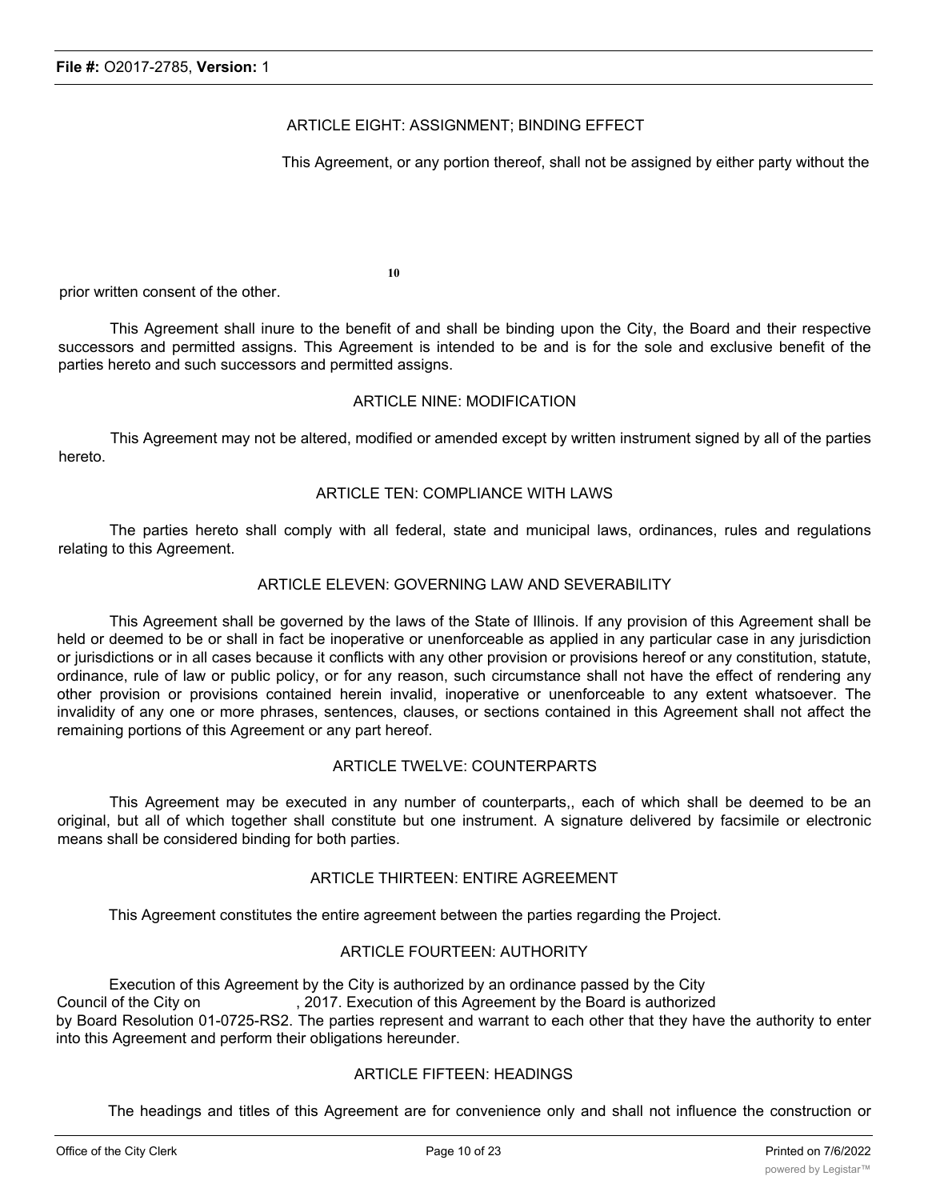ARTICLE EIGHT: ASSIGNMENT; BINDING EFFECT

This Agreement, or any portion thereof, shall not be assigned by either party without the prior written consent of the other.

This Agreement shall inure to the benefit of and shall be binding upon the City, the Board and their respective successors and permitted assigns. This Agreement is intended to be and is for the sole and exclusive benefit of the parties hereto and such successors and permitted assigns.

ARTICLE NINE: MODIFICATION

This Agreement may not be altered, modified or amended except by written instrument signed by all of the parties hereto.

ARTICLE TEN: COMPLIANCE WITH LAWS

The parties hereto shall comply with all federal, state and municipal laws, ordinances, rules and regulations relating to this Agreement.

ARTICLE ELEVEN: GOVERNING LAW AND SEVERABILITY

This Agreement shall be governed by the laws of the State of Illinois. If any provision of this Agreement shall be held or deemed to be or shall in fact be inoperative or unenforceable as applied in any particular case in any jurisdiction or jurisdictions or in all cases because it conflicts with any other provision or provisions hereof or any constitution, statute, ordinance, rule of law or public policy, or for any reason, such circumstance shall not have the effect of rendering any other provision or provisions contained herein invalid, inoperative or unenforceable to any extent whatsoever. The invalidity of any one or more phrases, sentences, clauses, or sections contained in this Agreement shall not affect the remaining portions of this Agreement or any part hereof.

ARTICLE TWELVE: COUNTERPARTS

This Agreement may be executed in any number of counterparts,, each of which shall be deemed to be an original, but all of which together shall constitute but one instrument. A signature delivered by facsimile or electronic means shall be considered binding for both parties.

ARTICLE THIRTEEN: ENTIRE AGREEMENT

This Agreement constitutes the entire agreement between the parties regarding the Project.

ARTICLE FOURTEEN: AUTHORITY

Execution of this Agreement by the City is authorized by an ordinance passed by the City Council of the City on , 2017. Execution of this Agreement by the Board is authorized by Board Resolution 01-0725-RS2. The parties represent and warrant to each other that they have the authority to enter into this Agreement and perform their obligations hereunder.

ARTICLE FIFTEEN: HEADINGS

The headings and titles of this Agreement are for convenience only and shall not influence the construction or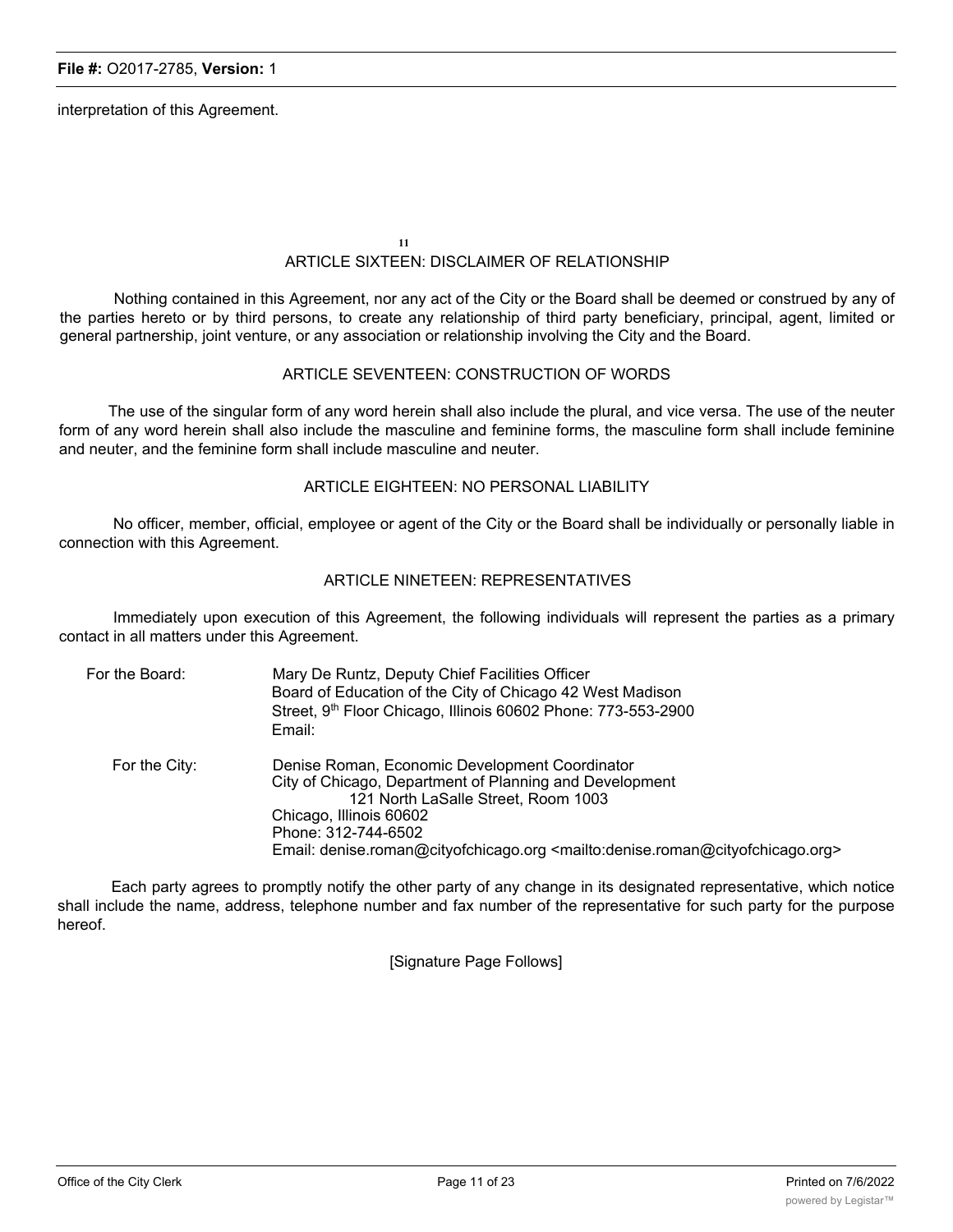interpretation of this Agreement.

11

## ARTICLE SIXTEEN: DISCLAIMER OF RELATIONSHIP

Nothing contained in this Agreement, nor any act of the City or the Board shall be deemed or construed by any of the parties hereto or by third persons, to create any relationship of third party beneficiary, principal, agent, limited or general partnership, joint venture, or any association or relationship involving the City and the Board.

## ARTICLE SEVENTEEN: CONSTRUCTION OF WORDS

The use of the singular form of any word herein shall also include the plural, and vice versa. The use of the neuter form of any word herein shall also include the masculine and feminine forms, the masculine form shall include feminine and neuter, and the feminine form shall include masculine and neuter.

## ARTICLE EIGHTEEN: NO PERSONAL LIABILITY

No officer, member, official, employee or agent of the City or the Board shall be individually or personally liable in connection with this Agreement.

## ARTICLE NINETEEN: REPRESENTATIVES

Immediately upon execution of this Agreement, the following individuals will represent the parties as a primary contact in all matters under this Agreement.

For the Board:
Mary De Runtz, Deputy Chief Facilities Officer
Board of Education of the City of Chicago 42 West Madison Street, 9th Floor Chicago, Illinois 60602 Phone: 773-553-2900
Email:

For the City:
Denise Roman, Economic Development Coordinator
City of Chicago, Department of Planning and Development
121 North LaSalle Street, Room 1003
Chicago, Illinois 60602
Phone: 312-744-6502
Email: denise.roman@cityofchicago.org <mailto:denise.roman@cityofchicago.org>

Each party agrees to promptly notify the other party of any change in its designated representative, which notice shall include the name, address, telephone number and fax number of the representative for such party for the purpose hereof.

[Signature Page Follows]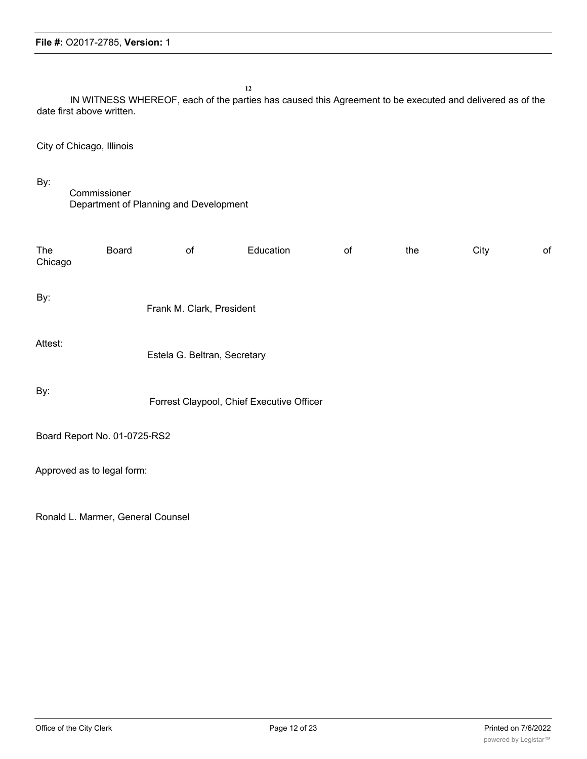IN WITNESS WHEREOF, each of the parties has caused this Agreement to be executed and delivered as of the date first above written.

City of Chicago, Illinois

By:
Commissioner
Department of Planning and Development

The Board of Education of the City of Chicago

By:
Frank M. Clark, President

Attest:
Estela G. Beltran, Secretary

By:
Forrest Claypool, Chief Executive Officer

Board Report No. 01-0725-RS2

Approved as to legal form:

Ronald L. Marmer, General Counsel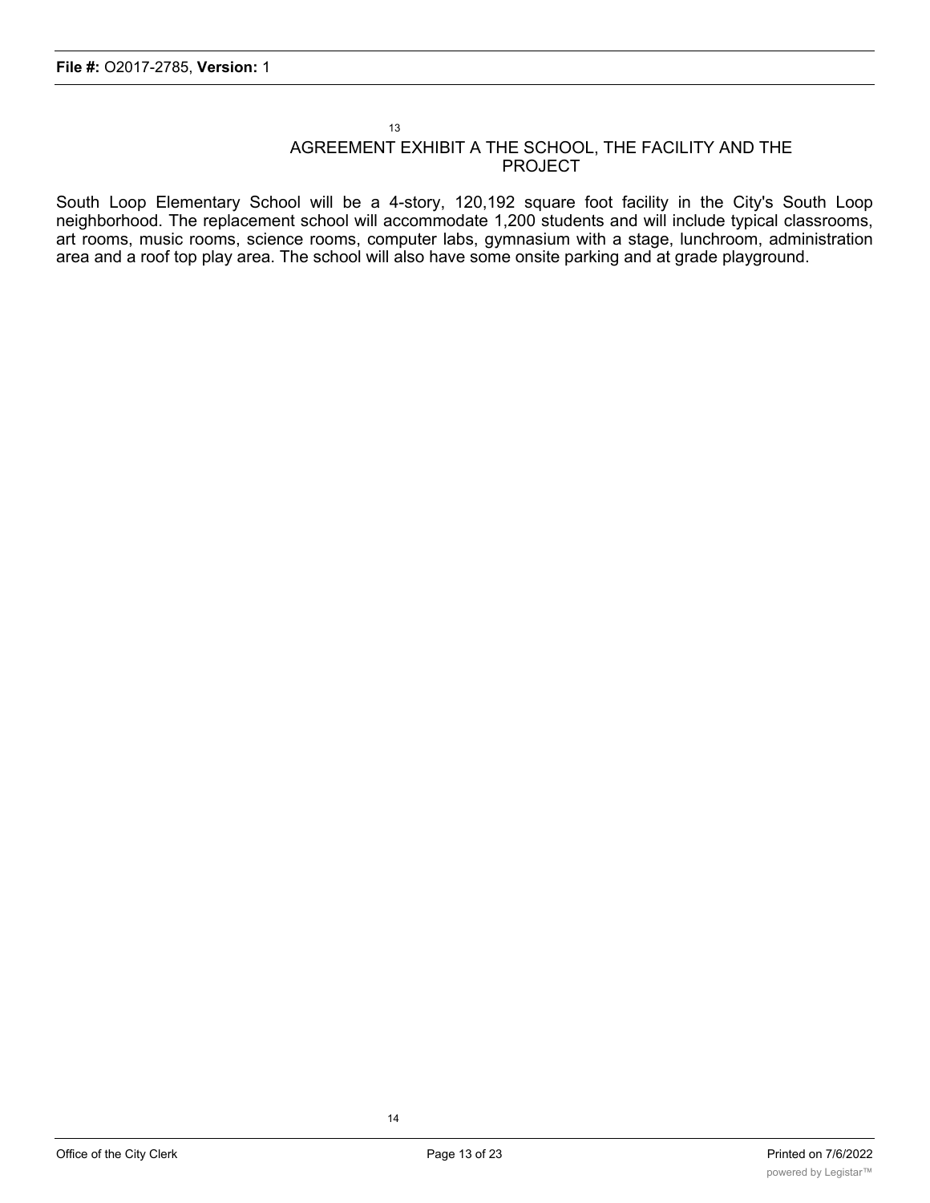## AGREEMENT EXHIBIT A THE SCHOOL, THE FACILITY AND THE PROJECT

South Loop Elementary School will be a 4-story, 120,192 square foot facility in the City's South Loop neighborhood. The replacement school will accommodate 1,200 students and will include typical classrooms, art rooms, music rooms, science rooms, computer labs, gymnasium with a stage, lunchroom, administration area and a roof top play area. The school will also have some onsite parking and at grade playground.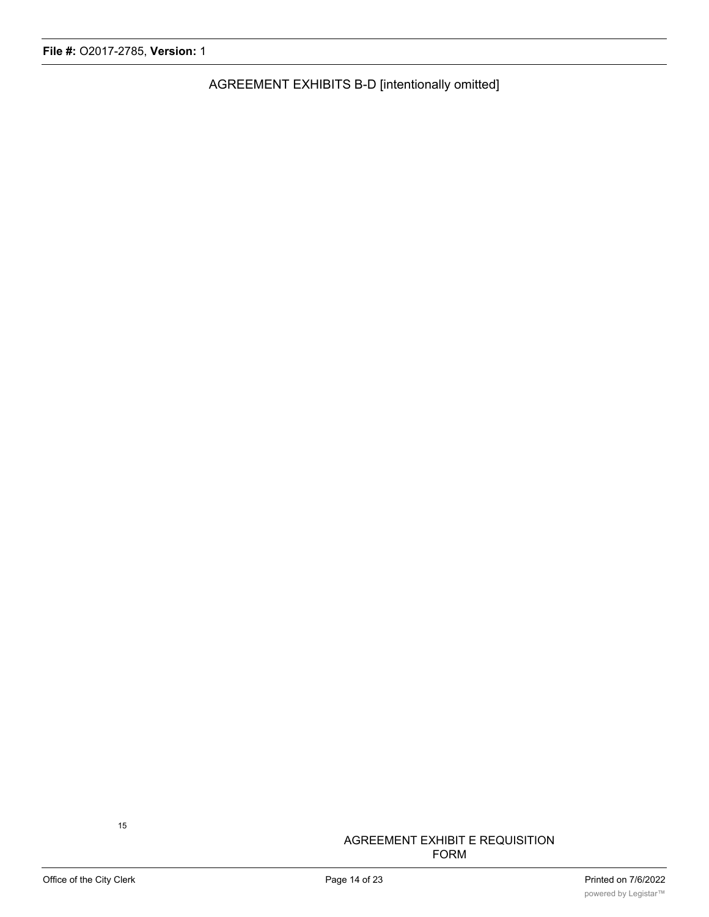AGREEMENT EXHIBITS B-D [intentionally omitted]

15

AGREEMENT EXHIBIT E REQUISITION FORM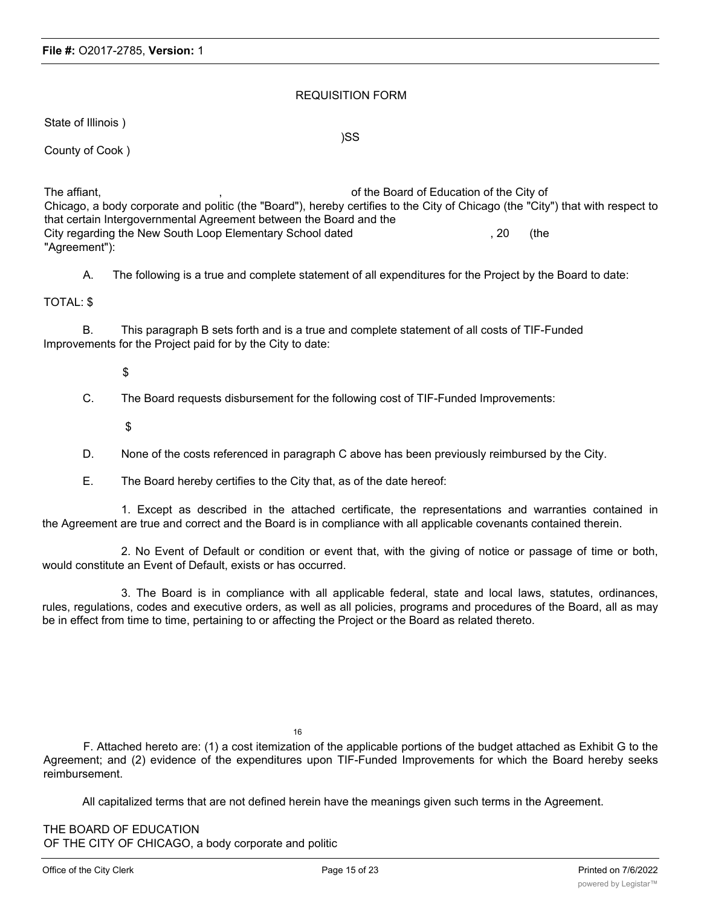REQUISITION FORM

State of Illinois )

)SS

County of Cook )

The affiant, , of the Board of Education of the City of Chicago, a body corporate and politic (the "Board"), hereby certifies to the City of Chicago (the "City") that with respect to that certain Intergovernmental Agreement between the Board and the City regarding the New South Loop Elementary School dated , 20 (the "Agreement"):

A. The following is a true and complete statement of all expenditures for the Project by the Board to date:

TOTAL: $

B. This paragraph B sets forth and is a true and complete statement of all costs of TIF-Funded Improvements for the Project paid for by the City to date:

$

C. The Board requests disbursement for the following cost of TIF-Funded Improvements:

$

D. None of the costs referenced in paragraph C above has been previously reimbursed by the City.

E. The Board hereby certifies to the City that, as of the date hereof:

1. Except as described in the attached certificate, the representations and warranties contained in the Agreement are true and correct and the Board is in compliance with all applicable covenants contained therein.

2. No Event of Default or condition or event that, with the giving of notice or passage of time or both, would constitute an Event of Default, exists or has occurred.

3. The Board is in compliance with all applicable federal, state and local laws, statutes, ordinances, rules, regulations, codes and executive orders, as well as all policies, programs and procedures of the Board, all as may be in effect from time to time, pertaining to or affecting the Project or the Board as related thereto.

F. Attached hereto are: (1) a cost itemization of the applicable portions of the budget attached as Exhibit G to the Agreement; and (2) evidence of the expenditures upon TIF-Funded Improvements for which the Board hereby seeks reimbursement.

All capitalized terms that are not defined herein have the meanings given such terms in the Agreement.

THE BOARD OF EDUCATION
OF THE CITY OF CHICAGO, a body corporate and politic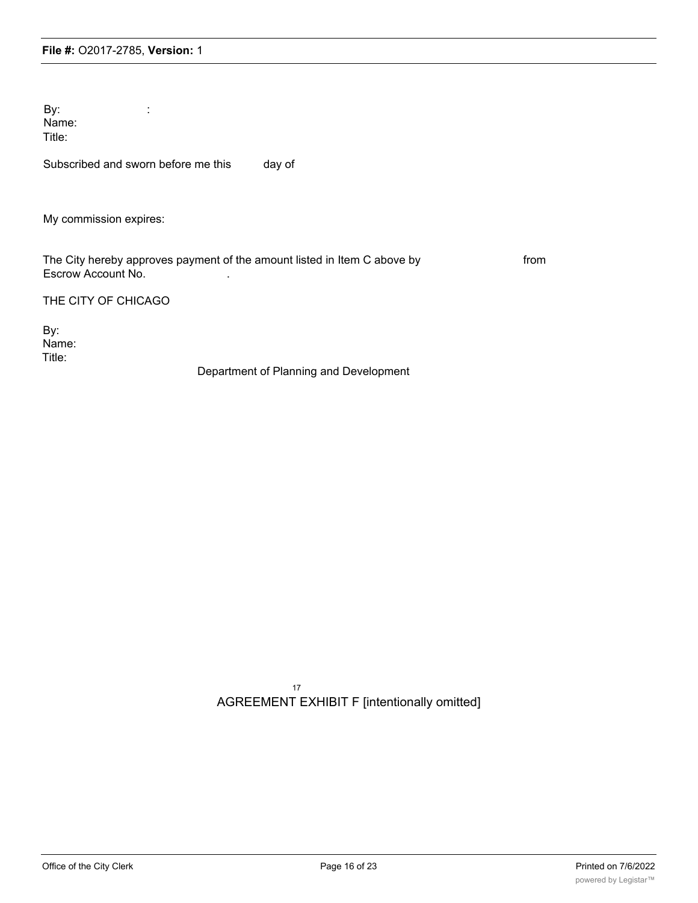By: :
Name:
Title:

Subscribed and sworn before me this day of

My commission expires:

The City hereby approves payment of the amount listed in Item C above by from Escrow Account No. .

THE CITY OF CHICAGO

By:
Name:
Title:
Department of Planning and Development

17

AGREEMENT EXHIBIT F [intentionally omitted]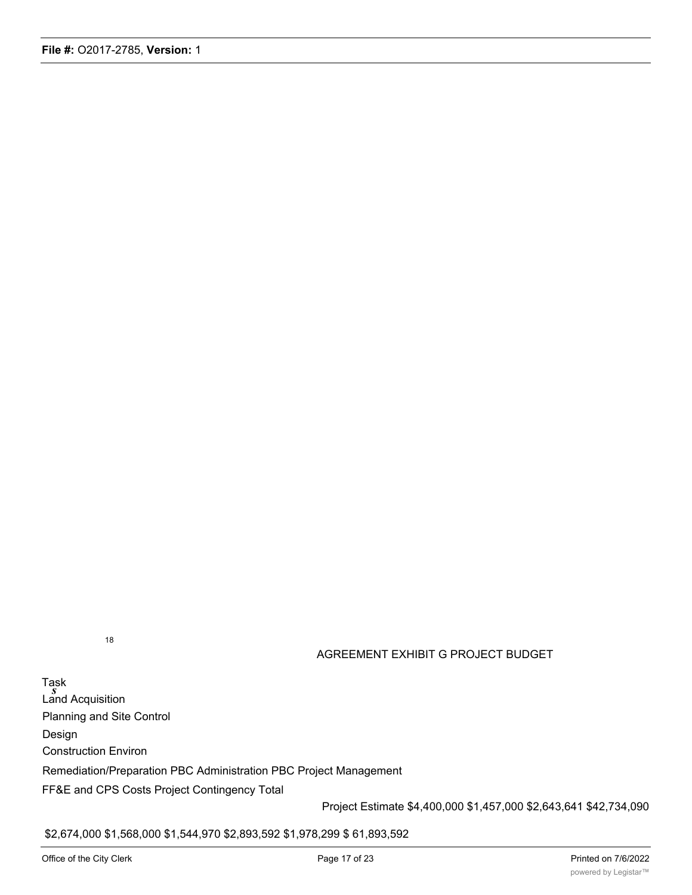18

## AGREEMENT EXHIBIT G PROJECT BUDGET

| Task | Project Estimate |
|---|---|
| Land Acquisition | $4,400,000 |
| Planning and Site Control | $1,457,000 |
| Design | $2,643,641 |
| Construction | $42,734,090 |
| Environ Remediation/Preparation | $2,674,000 |
| PBC Administration | $1,568,000 |
| PBC Project Management | $1,544,970 |
| FF&E and CPS Costs | $2,893,592 |
| Project Contingency | $1,978,299 |
| Total | $ 61,893,592 |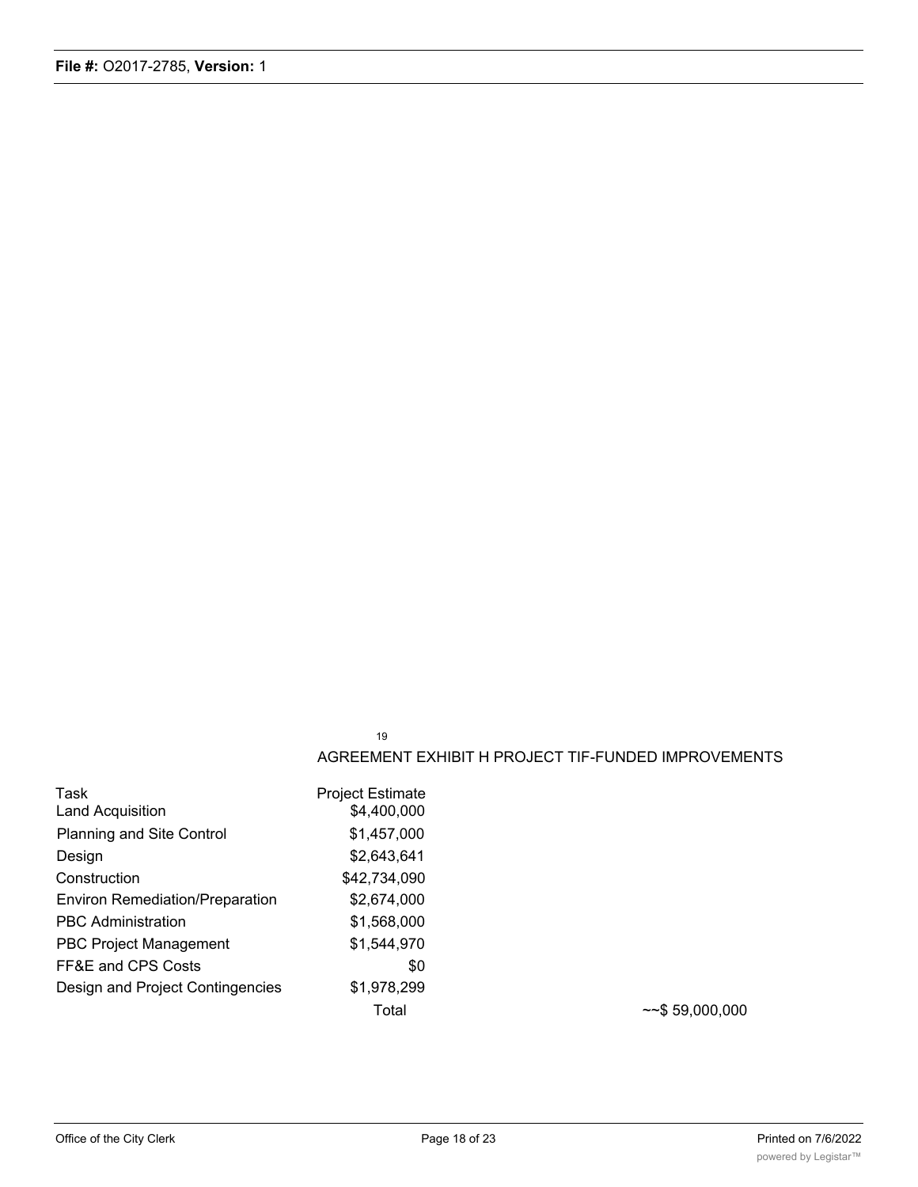19

## AGREEMENT EXHIBIT H PROJECT TIF-FUNDED IMPROVEMENTS

| Task | Project Estimate | |
|---|---|---|
| Land Acquisition | $4,400,000 | |
| Planning and Site Control | $1,457,000 | |
| Design | $2,643,641 | |
| Construction | $42,734,090 | |
| Environ Remediation/Preparation | $2,674,000 | |
| PBC Administration | $1,568,000 | |
| PBC Project Management | $1,544,970 | |
| FF&E and CPS Costs | $0 | |
| Design and Project Contingencies | $1,978,299 | |
| | Total | ~~$ 59,000,000 |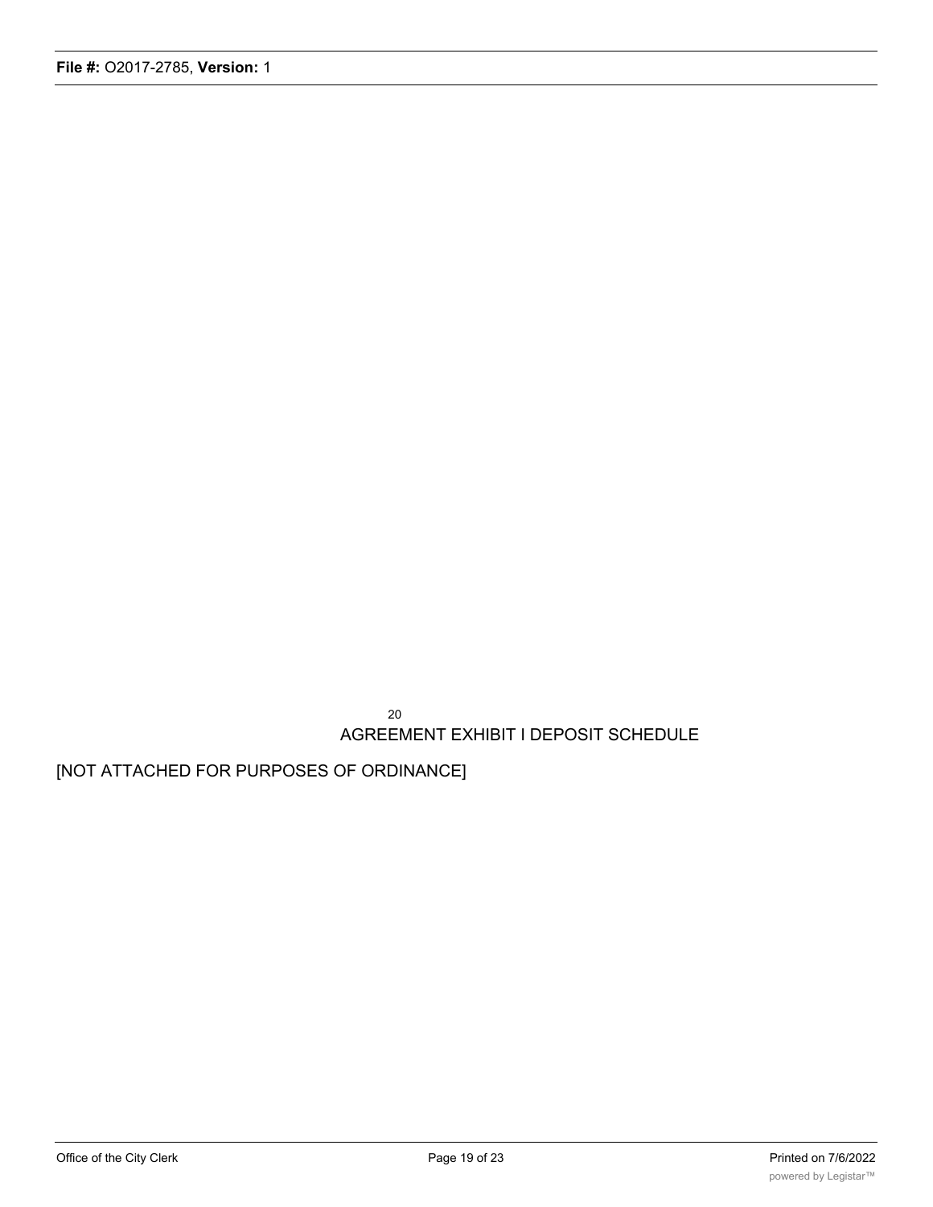20

AGREEMENT EXHIBIT I DEPOSIT SCHEDULE

[NOT ATTACHED FOR PURPOSES OF ORDINANCE]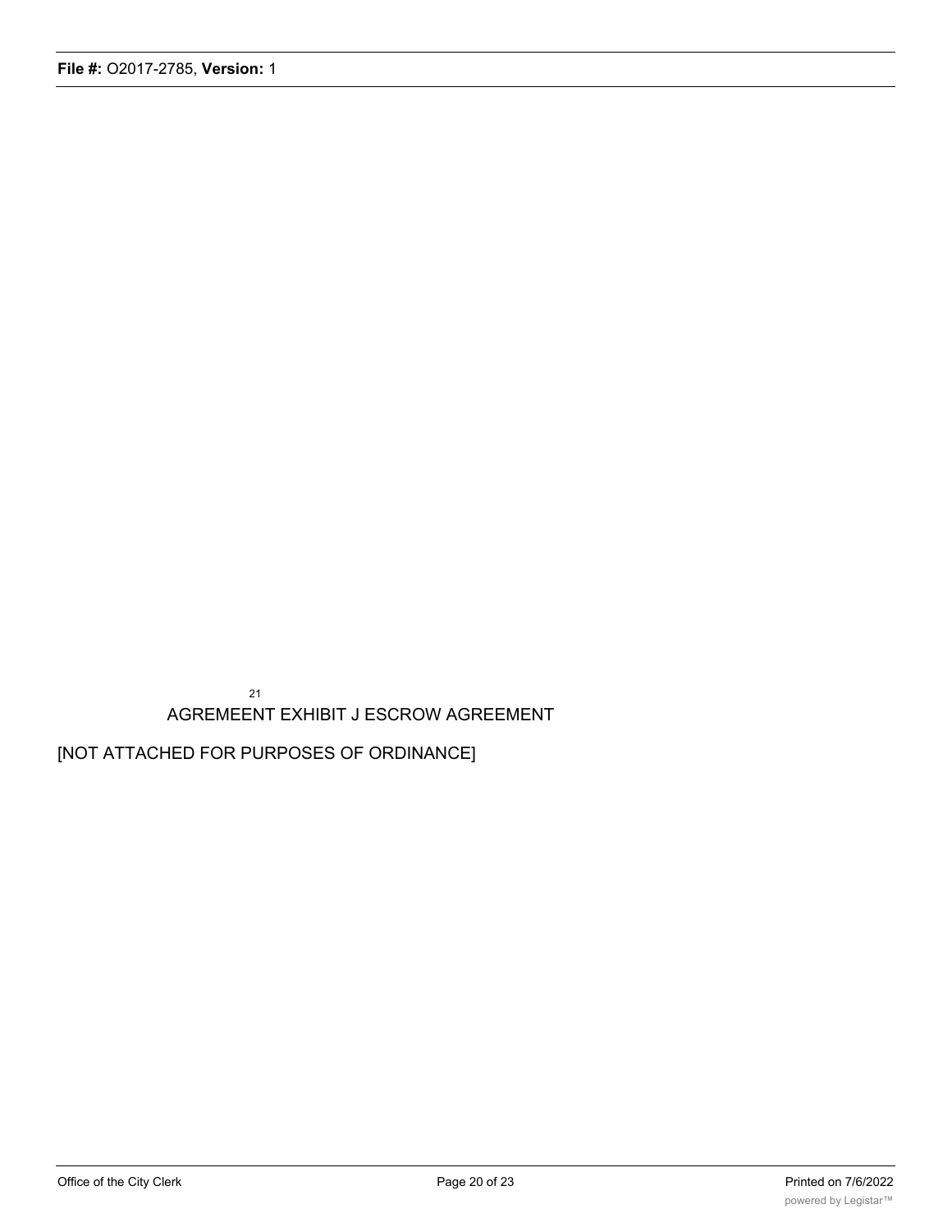AGREMEENT EXHIBIT J ESCROW AGREEMENT

[NOT ATTACHED FOR PURPOSES OF ORDINANCE]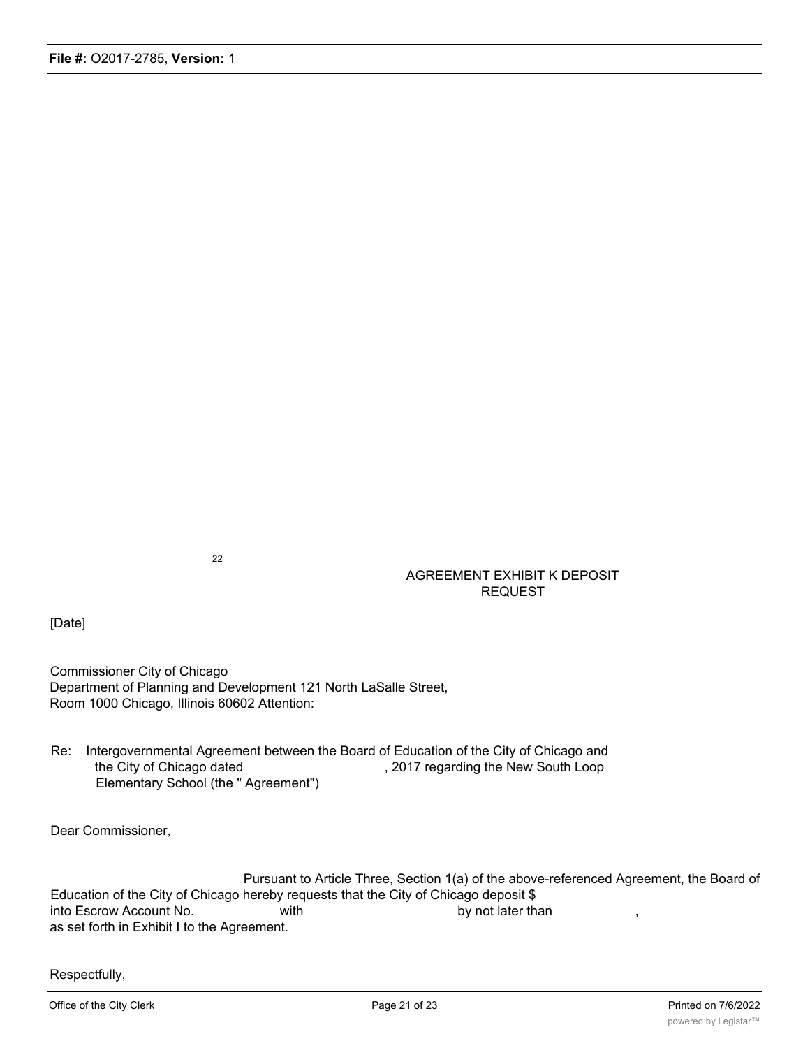22

AGREEMENT EXHIBIT K DEPOSIT REQUEST

[Date]

Commissioner City of Chicago
Department of Planning and Development 121 North LaSalle Street,
Room 1000 Chicago, Illinois 60602 Attention:

Re: Intergovernmental Agreement between the Board of Education of the City of Chicago and the City of Chicago dated , 2017 regarding the New South Loop Elementary School (the " Agreement")

Dear Commissioner,

Pursuant to Article Three, Section 1(a) of the above-referenced Agreement, the Board of Education of the City of Chicago hereby requests that the City of Chicago deposit $ into Escrow Account No. with by not later than , as set forth in Exhibit I to the Agreement.

Respectfully,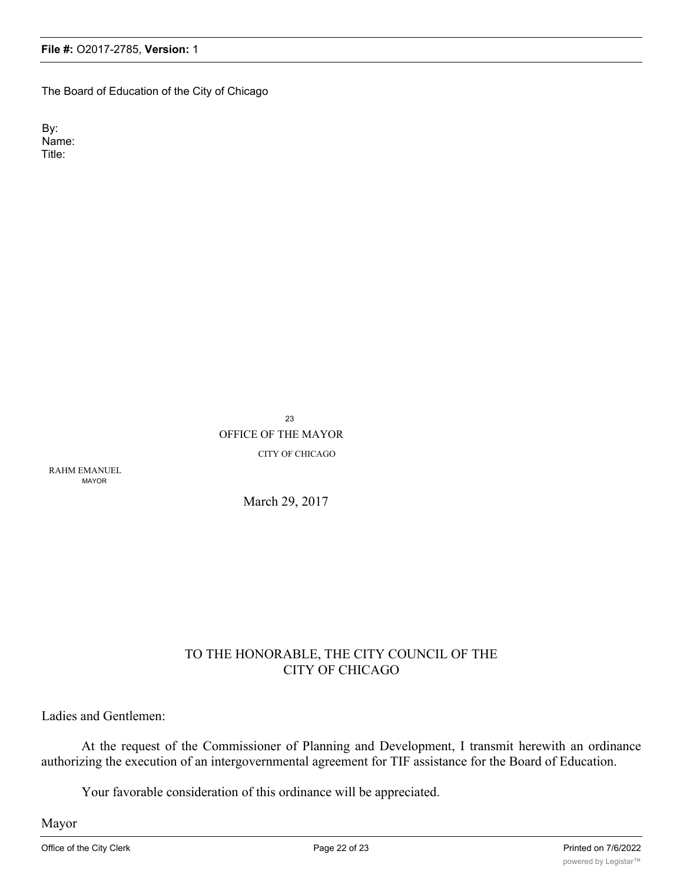The Board of Education of the City of Chicago

By:
Name:
Title:

OFFICE OF THE MAYOR

CITY OF CHICAGO

RAHM EMANUEL
MAYOR

March 29, 2017

TO THE HONORABLE, THE CITY COUNCIL OF THE CITY OF CHICAGO

Ladies and Gentlemen:

At the request of the Commissioner of Planning and Development, I transmit herewith an ordinance authorizing the execution of an intergovernmental agreement for TIF assistance for the Board of Education.

Your favorable consideration of this ordinance will be appreciated.

Mayor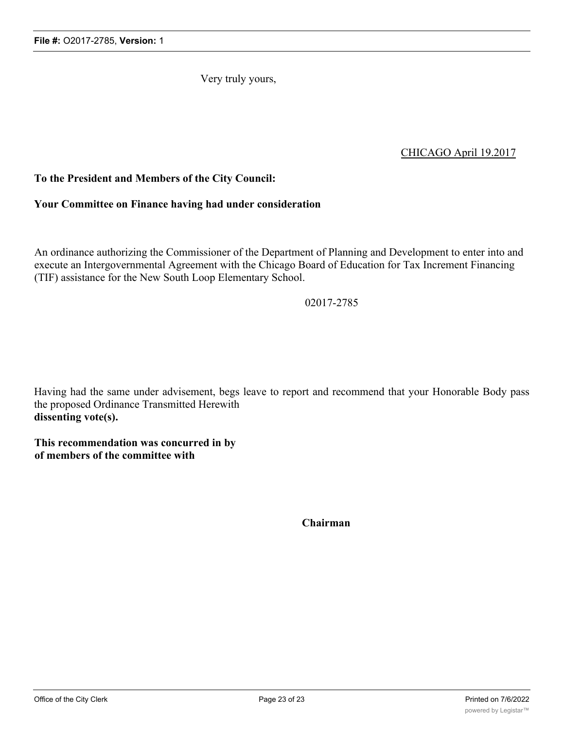Very truly yours,

CHICAGO April 19.2017

**To the President and Members of the City Council:**

**Your Committee on Finance having had under consideration**

An ordinance authorizing the Commissioner of the Department of Planning and Development to enter into and execute an Intergovernmental Agreement with the Chicago Board of Education for Tax Increment Financing (TIF) assistance for the New South Loop Elementary School.

02017-2785

Having had the same under advisement, begs leave to report and recommend that your Honorable Body pass the proposed Ordinance Transmitted Herewith
**dissenting vote(s).**

**This recommendation was concurred in by**
**of members of the committee with**

**Chairman**